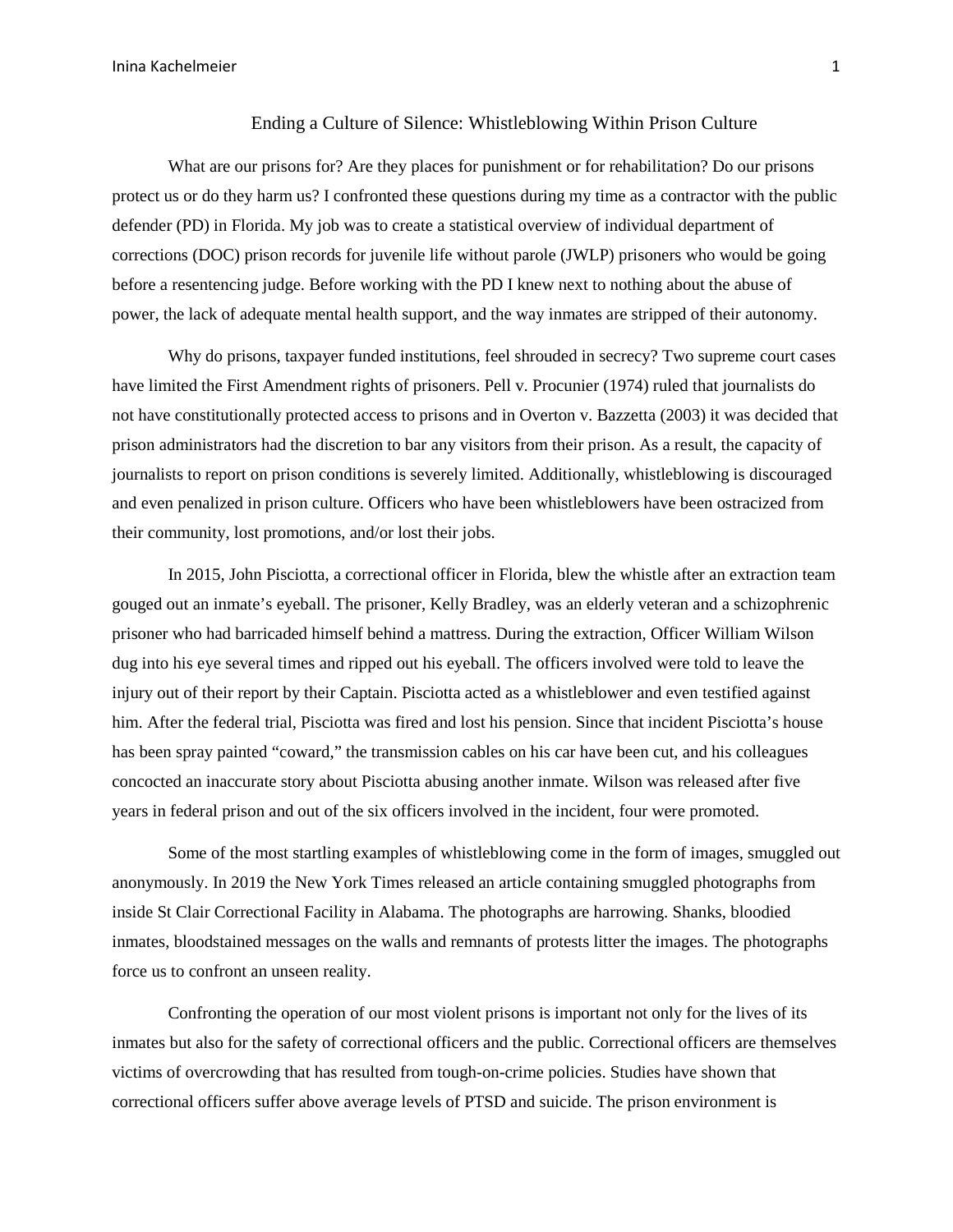# Ending a Culture of Silence: Whistleblowing Within Prison Culture

What are our prisons for? Are they places for punishment or for rehabilitation? Do our prisons protect us or do they harm us? I confronted these questions during my time as a contractor with the public defender (PD) in Florida. My job was to create a statistical overview of individual department of corrections (DOC) prison records for juvenile life without parole (JWLP) prisoners who would be going before a resentencing judge. Before working with the PD I knew next to nothing about the abuse of power, the lack of adequate mental health support, and the way inmates are stripped of their autonomy.

Why do prisons, taxpayer funded institutions, feel shrouded in secrecy? Two supreme court cases have limited the First Amendment rights of prisoners. Pell v. Procunier (1974) ruled that journalists do not have constitutionally protected access to prisons and in Overton v. Bazzetta (2003) it was decided that prison administrators had the discretion to bar any visitors from their prison. As a result, the capacity of journalists to report on prison conditions is severely limited. Additionally, whistleblowing is discouraged and even penalized in prison culture. Officers who have been whistleblowers have been ostracized from their community, lost promotions, and/or lost their jobs.

In 2015, John Pisciotta, a correctional officer in Florida, blew the whistle after an extraction team gouged out an inmate's eyeball. The prisoner, Kelly Bradley, was an elderly veteran and a schizophrenic prisoner who had barricaded himself behind a mattress. During the extraction, Officer William Wilson dug into his eye several times and ripped out his eyeball. The officers involved were told to leave the injury out of their report by their Captain. Pisciotta acted as a whistleblower and even testified against him. After the federal trial, Pisciotta was fired and lost his pension. Since that incident Pisciotta's house has been spray painted "coward," the transmission cables on his car have been cut, and his colleagues concocted an inaccurate story about Pisciotta abusing another inmate. Wilson was released after five years in federal prison and out of the six officers involved in the incident, four were promoted.

Some of the most startling examples of whistleblowing come in the form of images, smuggled out anonymously. In 2019 the New York Times released an article containing smuggled photographs from inside St Clair Correctional Facility in Alabama. The photographs are harrowing. Shanks, bloodied inmates, bloodstained messages on the walls and remnants of protests litter the images. The photographs force us to confront an unseen reality.

Confronting the operation of our most violent prisons is important not only for the lives of its inmates but also for the safety of correctional officers and the public. Correctional officers are themselves victims of overcrowding that has resulted from tough-on-crime policies. Studies have shown that correctional officers suffer above average levels of PTSD and suicide. The prison environment is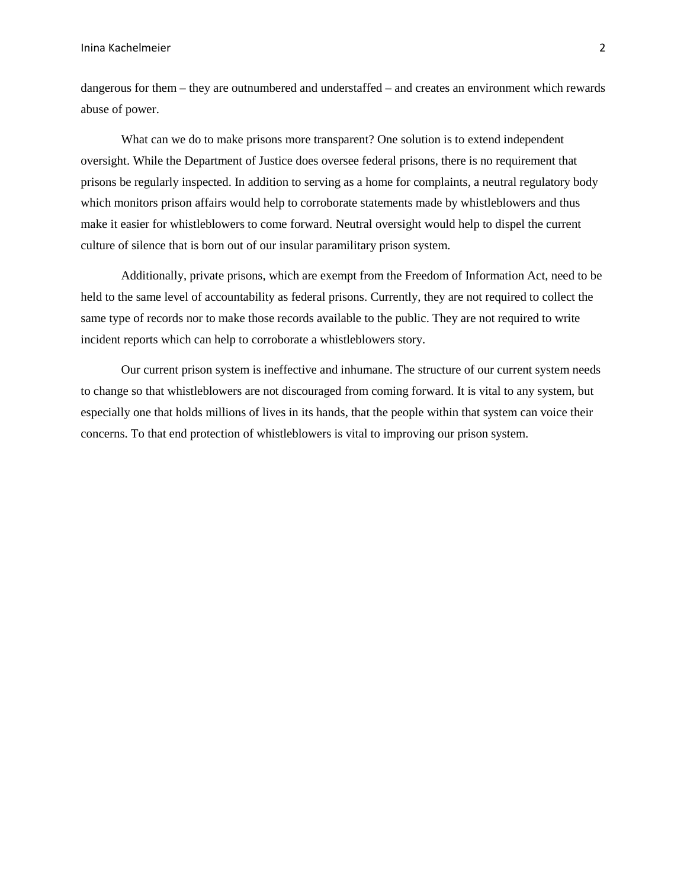dangerous for them – they are outnumbered and understaffed – and creates an environment which rewards abuse of power.

What can we do to make prisons more transparent? One solution is to extend independent oversight. While the Department of Justice does oversee federal prisons, there is no requirement that prisons be regularly inspected. In addition to serving as a home for complaints, a neutral regulatory body which monitors prison affairs would help to corroborate statements made by whistleblowers and thus make it easier for whistleblowers to come forward. Neutral oversight would help to dispel the current culture of silence that is born out of our insular paramilitary prison system.

Additionally, private prisons, which are exempt from the Freedom of Information Act, need to be held to the same level of accountability as federal prisons. Currently, they are not required to collect the same type of records nor to make those records available to the public. They are not required to write incident reports which can help to corroborate a whistleblowers story.

Our current prison system is ineffective and inhumane. The structure of our current system needs to change so that whistleblowers are not discouraged from coming forward. It is vital to any system, but especially one that holds millions of lives in its hands, that the people within that system can voice their concerns. To that end protection of whistleblowers is vital to improving our prison system.